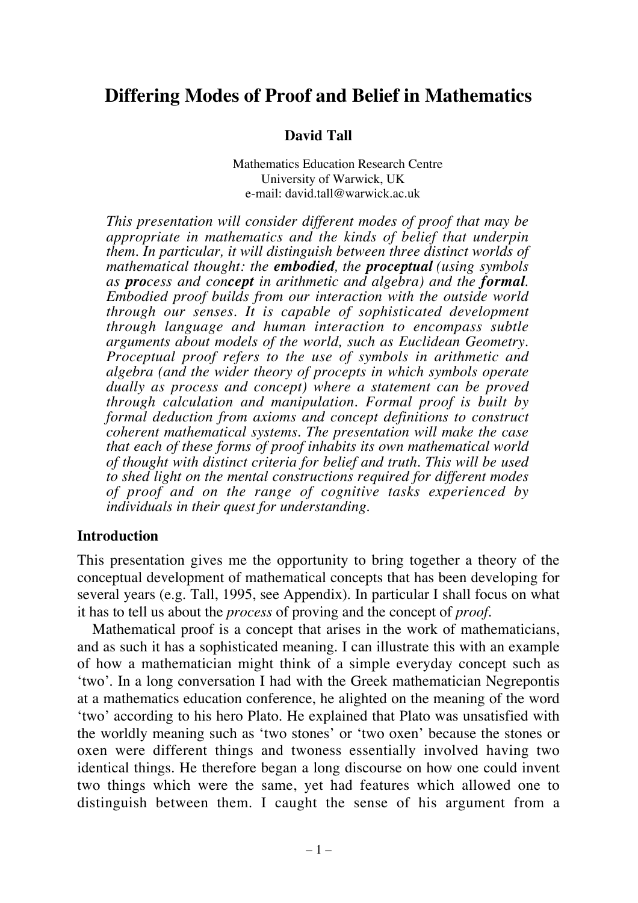# Differing Modes of Proof and Belief in Mathematics

**David Tall**

Mathematics Education Research Centre
University of Warwick, UK
e-mail: david.tall@warwick.ac.uk

*This presentation will consider different modes of proof that may be appropriate in mathematics and the kinds of belief that underpin them. In particular, it will distinguish between three distinct worlds of mathematical thought: the* ***embodied****, the* ***proceptual*** *(using symbols as* ***pro****cess and con****cept*** *in arithmetic and algebra) and the* ***formal****. Embodied proof builds from our interaction with the outside world through our senses. It is capable of sophisticated development through language and human interaction to encompass subtle arguments about models of the world, such as Euclidean Geometry. Proceptual proof refers to the use of symbols in arithmetic and algebra (and the wider theory of procepts in which symbols operate dually as process and concept) where a statement can be proved through calculation and manipulation. Formal proof is built by formal deduction from axioms and concept definitions to construct coherent mathematical systems. The presentation will make the case that each of these forms of proof inhabits its own mathematical world of thought with distinct criteria for belief and truth. This will be used to shed light on the mental constructions required for different modes of proof and on the range of cognitive tasks experienced by individuals in their quest for understanding.*

## Introduction

This presentation gives me the opportunity to bring together a theory of the conceptual development of mathematical concepts that has been developing for several years (e.g. Tall, 1995, see Appendix). In particular I shall focus on what it has to tell us about the *process* of proving and the concept of *proof*.

Mathematical proof is a concept that arises in the work of mathematicians, and as such it has a sophisticated meaning. I can illustrate this with an example of how a mathematician might think of a simple everyday concept such as 'two'. In a long conversation I had with the Greek mathematician Negrepontis at a mathematics education conference, he alighted on the meaning of the word 'two' according to his hero Plato. He explained that Plato was unsatisfied with the worldly meaning such as 'two stones' or 'two oxen' because the stones or oxen were different things and twoness essentially involved having two identical things. He therefore began a long discourse on how one could invent two things which were the same, yet had features which allowed one to distinguish between them. I caught the sense of his argument from a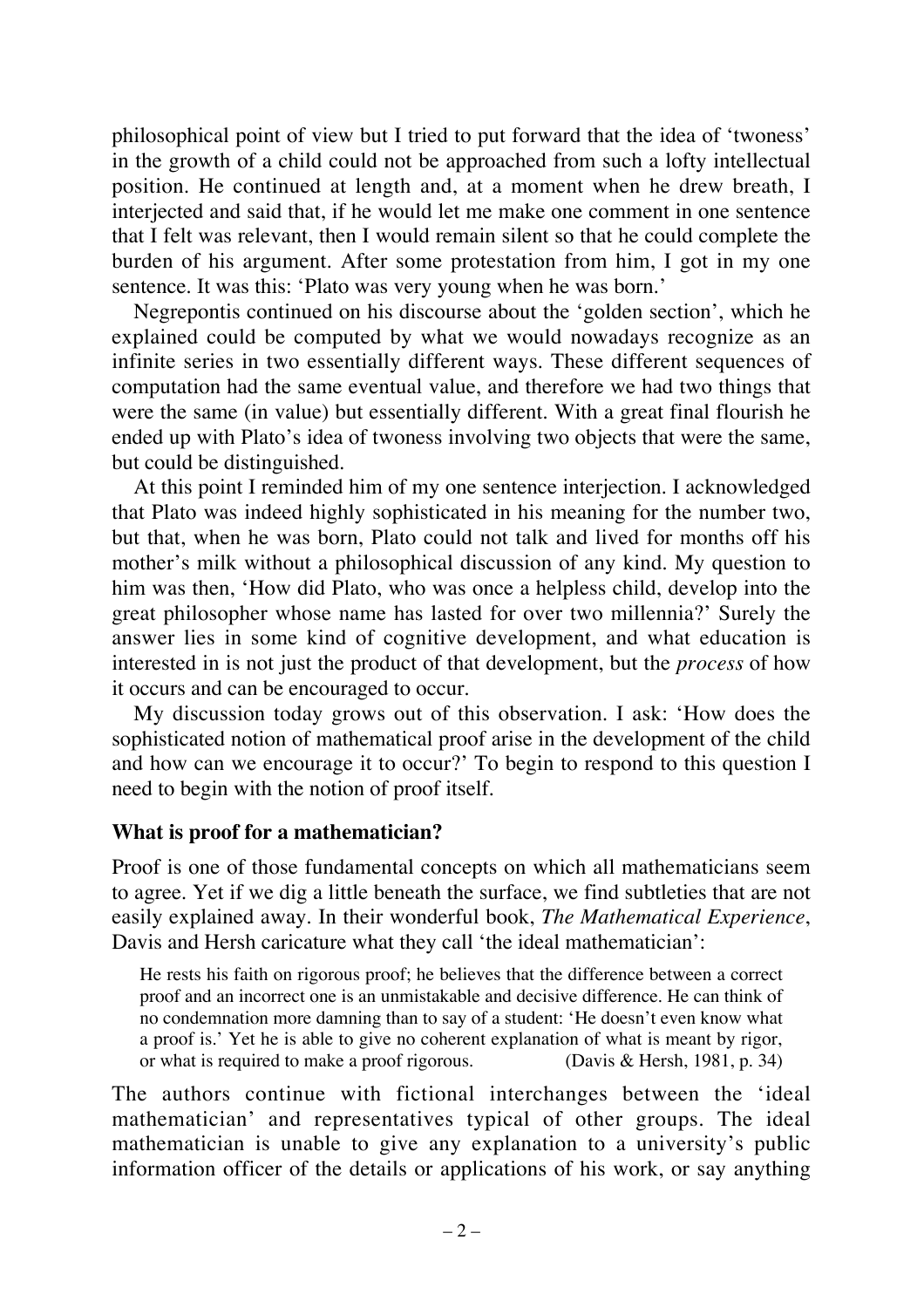philosophical point of view but I tried to put forward that the idea of 'twoness' in the growth of a child could not be approached from such a lofty intellectual position. He continued at length and, at a moment when he drew breath, I interjected and said that, if he would let me make one comment in one sentence that I felt was relevant, then I would remain silent so that he could complete the burden of his argument. After some protestation from him, I got in my one sentence. It was this: 'Plato was very young when he was born.'

Negrepontis continued on his discourse about the 'golden section', which he explained could be computed by what we would nowadays recognize as an infinite series in two essentially different ways. These different sequences of computation had the same eventual value, and therefore we had two things that were the same (in value) but essentially different. With a great final flourish he ended up with Plato's idea of twoness involving two objects that were the same, but could be distinguished.

At this point I reminded him of my one sentence interjection. I acknowledged that Plato was indeed highly sophisticated in his meaning for the number two, but that, when he was born, Plato could not talk and lived for months off his mother's milk without a philosophical discussion of any kind. My question to him was then, 'How did Plato, who was once a helpless child, develop into the great philosopher whose name has lasted for over two millennia?' Surely the answer lies in some kind of cognitive development, and what education is interested in is not just the product of that development, but the *process* of how it occurs and can be encouraged to occur.

My discussion today grows out of this observation. I ask: 'How does the sophisticated notion of mathematical proof arise in the development of the child and how can we encourage it to occur?' To begin to respond to this question I need to begin with the notion of proof itself.

## What is proof for a mathematician?

Proof is one of those fundamental concepts on which all mathematicians seem to agree. Yet if we dig a little beneath the surface, we find subtleties that are not easily explained away. In their wonderful book, *The Mathematical Experience*, Davis and Hersh caricature what they call 'the ideal mathematician':

> He rests his faith on rigorous proof; he believes that the difference between a correct proof and an incorrect one is an unmistakable and decisive difference. He can think of no condemnation more damning than to say of a student: 'He doesn't even know what a proof is.' Yet he is able to give no coherent explanation of what is meant by rigor, or what is required to make a proof rigorous. (Davis & Hersh, 1981, p. 34)

The authors continue with fictional interchanges between the 'ideal mathematician' and representatives typical of other groups. The ideal mathematician is unable to give any explanation to a university's public information officer of the details or applications of his work, or say anything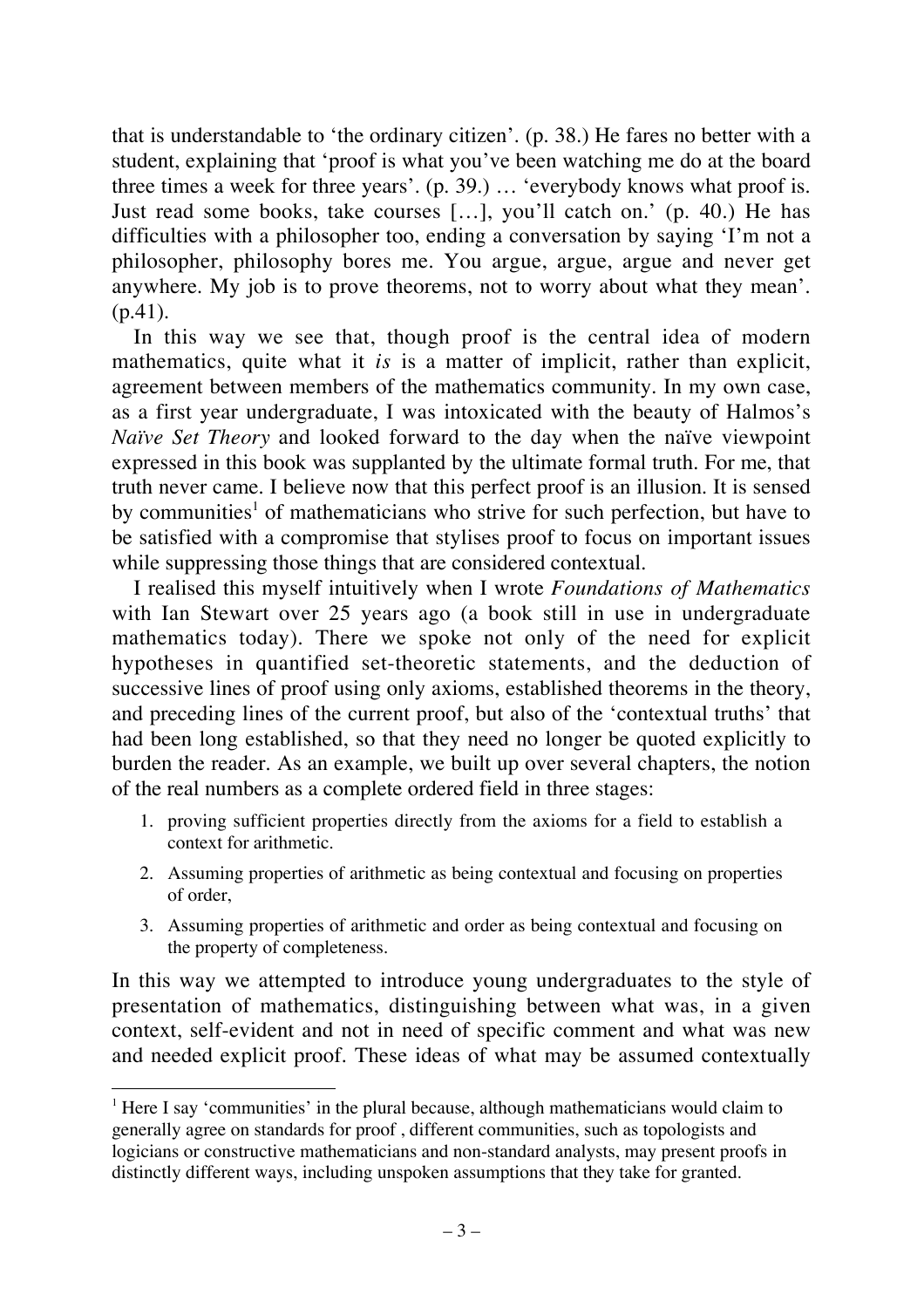that is understandable to 'the ordinary citizen'. (p. 38.) He fares no better with a student, explaining that 'proof is what you've been watching me do at the board three times a week for three years'. (p. 39.) … 'everybody knows what proof is. Just read some books, take courses […], you'll catch on.' (p. 40.) He has difficulties with a philosopher too, ending a conversation by saying 'I'm not a philosopher, philosophy bores me. You argue, argue, argue and never get anywhere. My job is to prove theorems, not to worry about what they mean'. (p.41).

In this way we see that, though proof is the central idea of modern mathematics, quite what it *is* is a matter of implicit, rather than explicit, agreement between members of the mathematics community. In my own case, as a first year undergraduate, I was intoxicated with the beauty of Halmos's *Naïve Set Theory* and looked forward to the day when the naïve viewpoint expressed in this book was supplanted by the ultimate formal truth. For me, that truth never came. I believe now that this perfect proof is an illusion. It is sensed by communities[1] of mathematicians who strive for such perfection, but have to be satisfied with a compromise that stylises proof to focus on important issues while suppressing those things that are considered contextual.

I realised this myself intuitively when I wrote *Foundations of Mathematics* with Ian Stewart over 25 years ago (a book still in use in undergraduate mathematics today). There we spoke not only of the need for explicit hypotheses in quantified set-theoretic statements, and the deduction of successive lines of proof using only axioms, established theorems in the theory, and preceding lines of the current proof, but also of the 'contextual truths' that had been long established, so that they need no longer be quoted explicitly to burden the reader. As an example, we built up over several chapters, the notion of the real numbers as a complete ordered field in three stages:

1. proving sufficient properties directly from the axioms for a field to establish a context for arithmetic.
2. Assuming properties of arithmetic as being contextual and focusing on properties of order,
3. Assuming properties of arithmetic and order as being contextual and focusing on the property of completeness.

In this way we attempted to introduce young undergraduates to the style of presentation of mathematics, distinguishing between what was, in a given context, self-evident and not in need of specific comment and what was new and needed explicit proof. These ideas of what may be assumed contextually

[1] Here I say 'communities' in the plural because, although mathematicians would claim to generally agree on standards for proof , different communities, such as topologists and logicians or constructive mathematicians and non-standard analysts, may present proofs in distinctly different ways, including unspoken assumptions that they take for granted.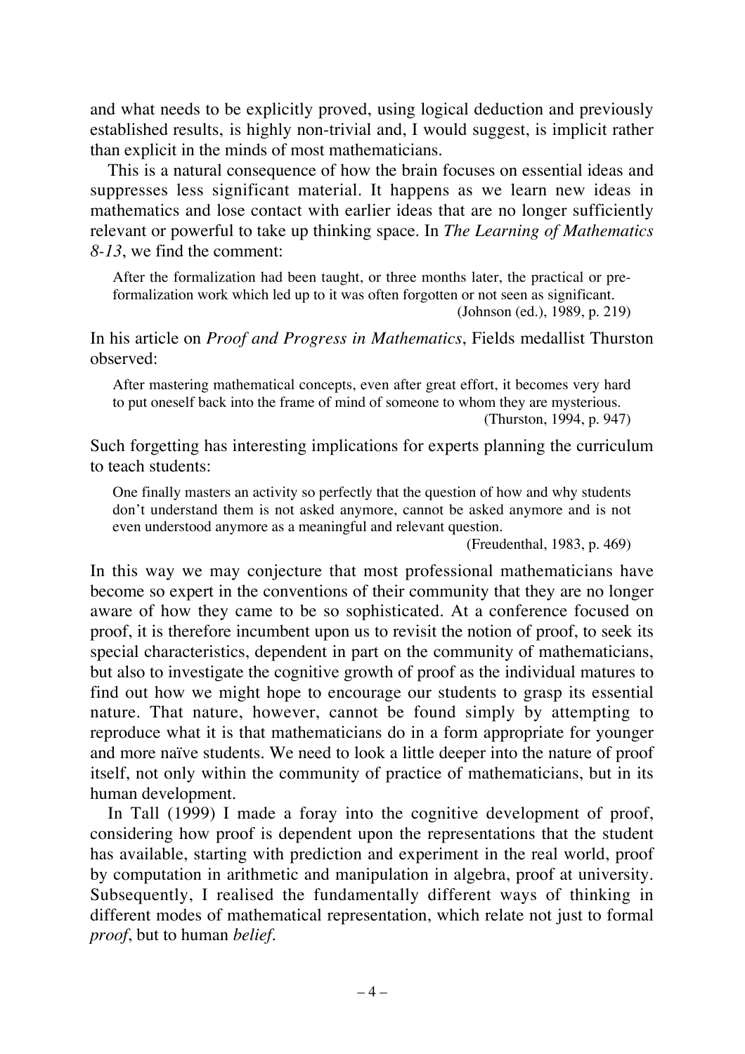and what needs to be explicitly proved, using logical deduction and previously established results, is highly non-trivial and, I would suggest, is implicit rather than explicit in the minds of most mathematicians.

This is a natural consequence of how the brain focuses on essential ideas and suppresses less significant material. It happens as we learn new ideas in mathematics and lose contact with earlier ideas that are no longer sufficiently relevant or powerful to take up thinking space. In *The Learning of Mathematics 8-13*, we find the comment:

> After the formalization had been taught, or three months later, the practical or pre-formalization work which led up to it was often forgotten or not seen as significant.
> (Johnson (ed.), 1989, p. 219)

In his article on *Proof and Progress in Mathematics*, Fields medallist Thurston observed:

> After mastering mathematical concepts, even after great effort, it becomes very hard to put oneself back into the frame of mind of someone to whom they are mysterious.
> (Thurston, 1994, p. 947)

Such forgetting has interesting implications for experts planning the curriculum to teach students:

> One finally masters an activity so perfectly that the question of how and why students don't understand them is not asked anymore, cannot be asked anymore and is not even understood anymore as a meaningful and relevant question.
> (Freudenthal, 1983, p. 469)

In this way we may conjecture that most professional mathematicians have become so expert in the conventions of their community that they are no longer aware of how they came to be so sophisticated. At a conference focused on proof, it is therefore incumbent upon us to revisit the notion of proof, to seek its special characteristics, dependent in part on the community of mathematicians, but also to investigate the cognitive growth of proof as the individual matures to find out how we might hope to encourage our students to grasp its essential nature. That nature, however, cannot be found simply by attempting to reproduce what it is that mathematicians do in a form appropriate for younger and more naïve students. We need to look a little deeper into the nature of proof itself, not only within the community of practice of mathematicians, but in its human development.

In Tall (1999) I made a foray into the cognitive development of proof, considering how proof is dependent upon the representations that the student has available, starting with prediction and experiment in the real world, proof by computation in arithmetic and manipulation in algebra, proof at university. Subsequently, I realised the fundamentally different ways of thinking in different modes of mathematical representation, which relate not just to formal *proof*, but to human *belief*.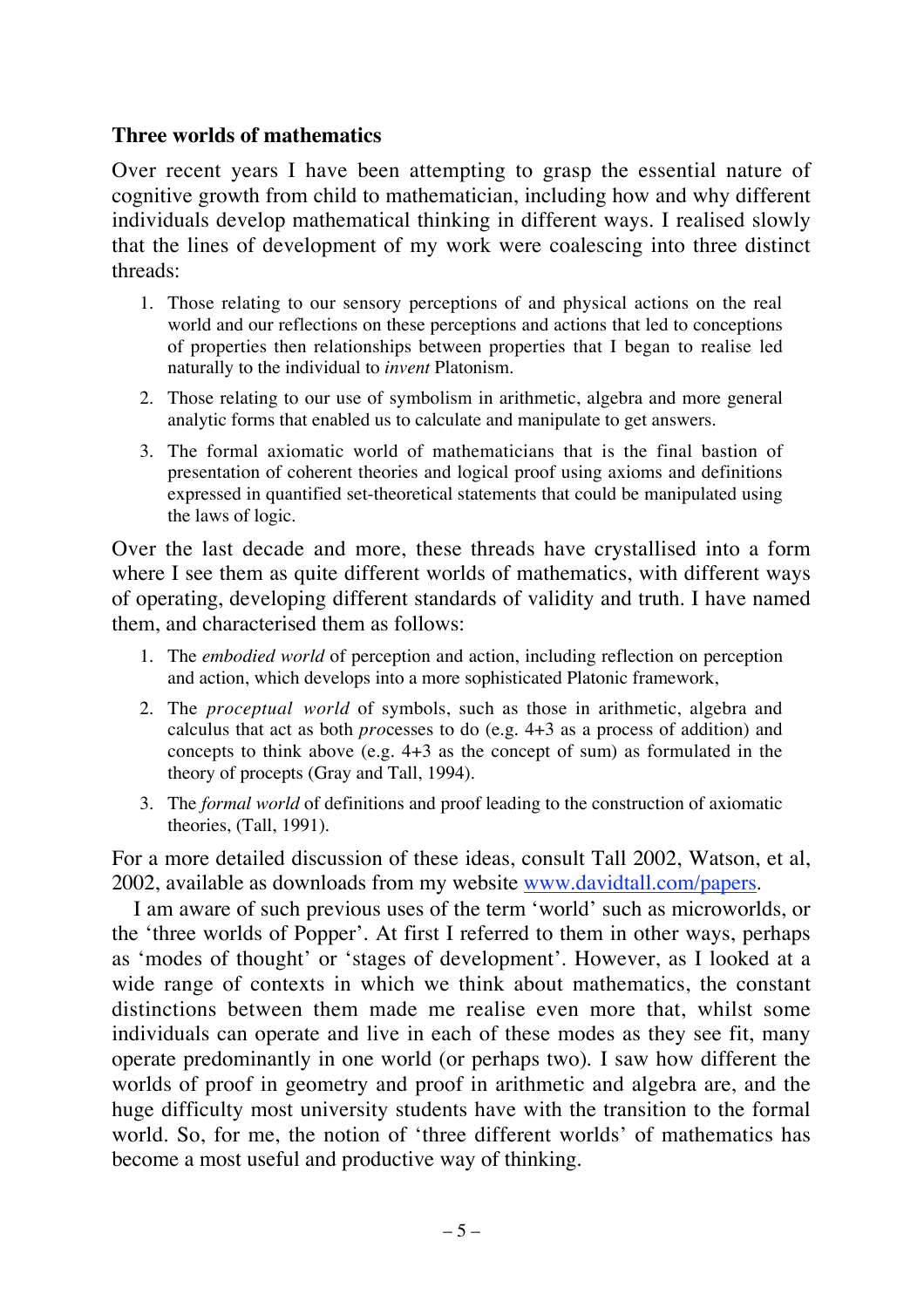### Three worlds of mathematics

Over recent years I have been attempting to grasp the essential nature of cognitive growth from child to mathematician, including how and why different individuals develop mathematical thinking in different ways. I realised slowly that the lines of development of my work were coalescing into three distinct threads:

1. Those relating to our sensory perceptions of and physical actions on the real world and our reflections on these perceptions and actions that led to conceptions of properties then relationships between properties that I began to realise led naturally to the individual to *invent* Platonism.
2. Those relating to our use of symbolism in arithmetic, algebra and more general analytic forms that enabled us to calculate and manipulate to get answers.
3. The formal axiomatic world of mathematicians that is the final bastion of presentation of coherent theories and logical proof using axioms and definitions expressed in quantified set-theoretical statements that could be manipulated using the laws of logic.

Over the last decade and more, these threads have crystallised into a form where I see them as quite different worlds of mathematics, with different ways of operating, developing different standards of validity and truth. I have named them, and characterised them as follows:

1. The *embodied world* of perception and action, including reflection on perception and action, which develops into a more sophisticated Platonic framework,
2. The *proceptual world* of symbols, such as those in arithmetic, algebra and calculus that act as both *pro*cesses to do (e.g. 4+3 as a process of addition) and concepts to think above (e.g. 4+3 as the concept of sum) as formulated in the theory of procepts (Gray and Tall, 1994).
3. The *formal world* of definitions and proof leading to the construction of axiomatic theories, (Tall, 1991).

For a more detailed discussion of these ideas, consult Tall 2002, Watson, et al, 2002, available as downloads from my website www.davidtall.com/papers.

I am aware of such previous uses of the term 'world' such as microworlds, or the 'three worlds of Popper'. At first I referred to them in other ways, perhaps as 'modes of thought' or 'stages of development'. However, as I looked at a wide range of contexts in which we think about mathematics, the constant distinctions between them made me realise even more that, whilst some individuals can operate and live in each of these modes as they see fit, many operate predominantly in one world (or perhaps two). I saw how different the worlds of proof in geometry and proof in arithmetic and algebra are, and the huge difficulty most university students have with the transition to the formal world. So, for me, the notion of 'three different worlds' of mathematics has become a most useful and productive way of thinking.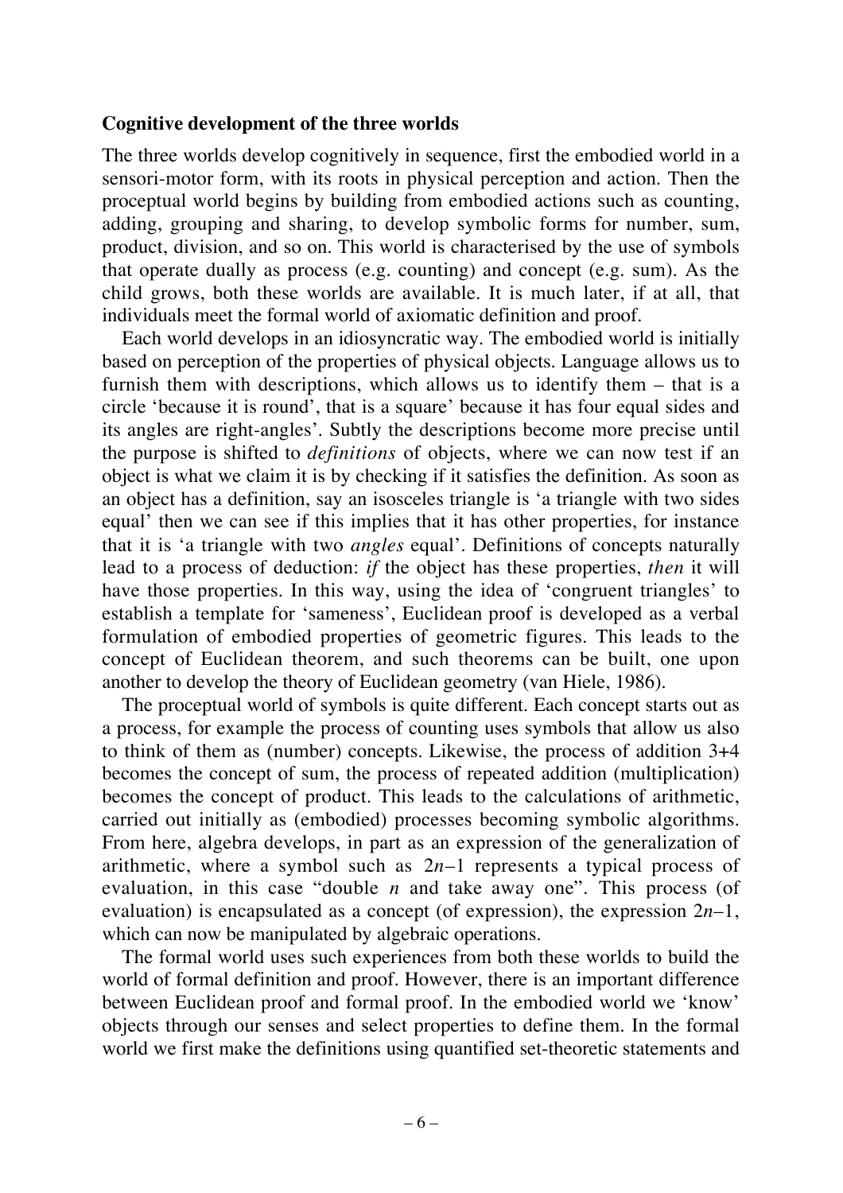### Cognitive development of the three worlds

The three worlds develop cognitively in sequence, first the embodied world in a sensori-motor form, with its roots in physical perception and action. Then the proceptual world begins by building from embodied actions such as counting, adding, grouping and sharing, to develop symbolic forms for number, sum, product, division, and so on. This world is characterised by the use of symbols that operate dually as process (e.g. counting) and concept (e.g. sum). As the child grows, both these worlds are available. It is much later, if at all, that individuals meet the formal world of axiomatic definition and proof.

Each world develops in an idiosyncratic way. The embodied world is initially based on perception of the properties of physical objects. Language allows us to furnish them with descriptions, which allows us to identify them – that is a circle 'because it is round', that is a square' because it has four equal sides and its angles are right-angles'. Subtly the descriptions become more precise until the purpose is shifted to *definitions* of objects, where we can now test if an object is what we claim it is by checking if it satisfies the definition. As soon as an object has a definition, say an isosceles triangle is 'a triangle with two sides equal' then we can see if this implies that it has other properties, for instance that it is 'a triangle with two *angles* equal'. Definitions of concepts naturally lead to a process of deduction: *if* the object has these properties, *then* it will have those properties. In this way, using the idea of 'congruent triangles' to establish a template for 'sameness', Euclidean proof is developed as a verbal formulation of embodied properties of geometric figures. This leads to the concept of Euclidean theorem, and such theorems can be built, one upon another to develop the theory of Euclidean geometry (van Hiele, 1986).

The proceptual world of symbols is quite different. Each concept starts out as a process, for example the process of counting uses symbols that allow us also to think of them as (number) concepts. Likewise, the process of addition 3+4 becomes the concept of sum, the process of repeated addition (multiplication) becomes the concept of product. This leads to the calculations of arithmetic, carried out initially as (embodied) processes becoming symbolic algorithms. From here, algebra develops, in part as an expression of the generalization of arithmetic, where a symbol such as $2n-1$ represents a typical process of evaluation, in this case "double $n$ and take away one". This process (of evaluation) is encapsulated as a concept (of expression), the expression $2n-1$, which can now be manipulated by algebraic operations.

The formal world uses such experiences from both these worlds to build the world of formal definition and proof. However, there is an important difference between Euclidean proof and formal proof. In the embodied world we 'know' objects through our senses and select properties to define them. In the formal world we first make the definitions using quantified set-theoretic statements and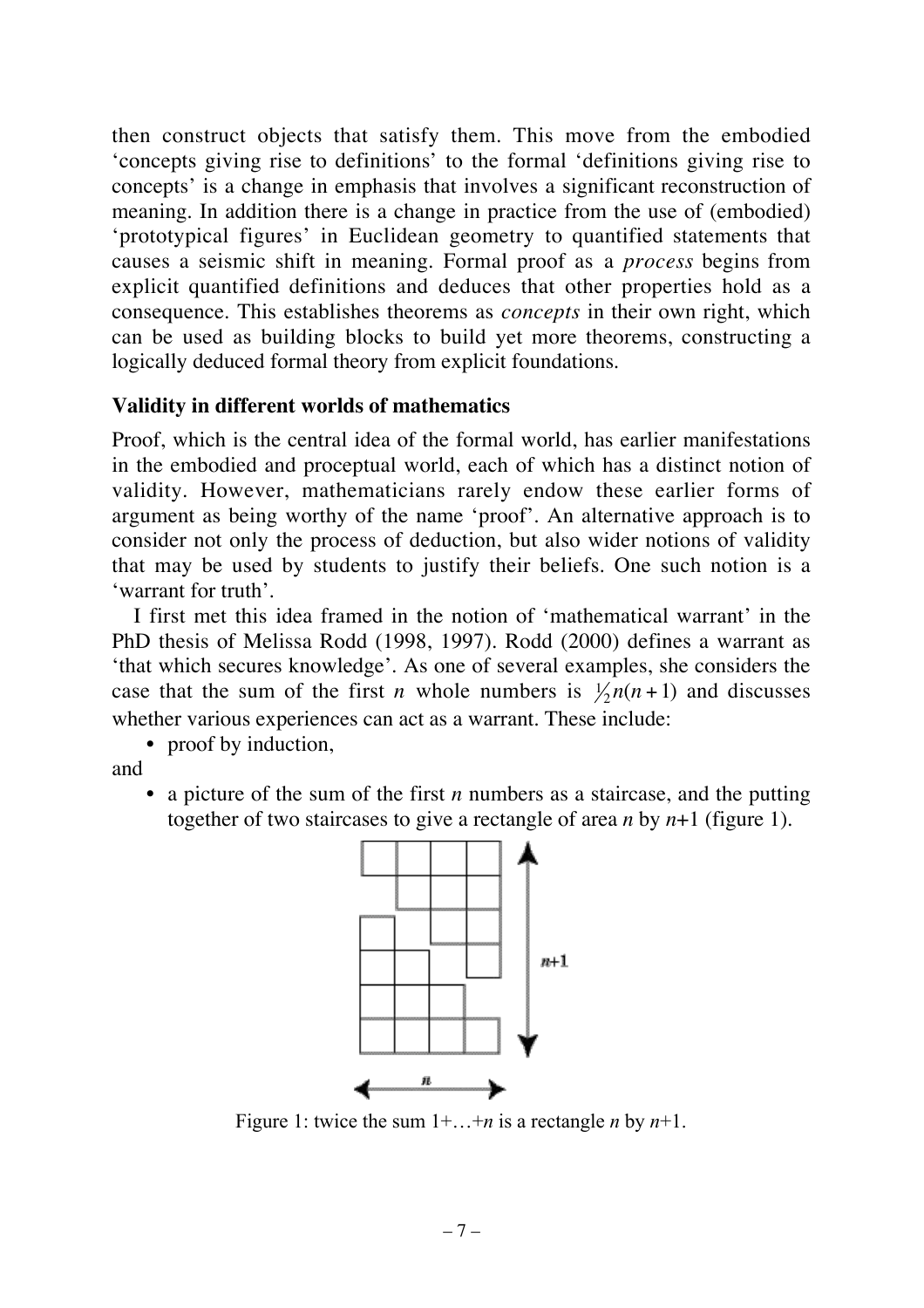then construct objects that satisfy them. This move from the embodied 'concepts giving rise to definitions' to the formal 'definitions giving rise to concepts' is a change in emphasis that involves a significant reconstruction of meaning. In addition there is a change in practice from the use of (embodied) 'prototypical figures' in Euclidean geometry to quantified statements that causes a seismic shift in meaning. Formal proof as a *process* begins from explicit quantified definitions and deduces that other properties hold as a consequence. This establishes theorems as *concepts* in their own right, which can be used as building blocks to build yet more theorems, constructing a logically deduced formal theory from explicit foundations.

### Validity in different worlds of mathematics

Proof, which is the central idea of the formal world, has earlier manifestations in the embodied and proceptual world, each of which has a distinct notion of validity. However, mathematicians rarely endow these earlier forms of argument as being worthy of the name 'proof'. An alternative approach is to consider not only the process of deduction, but also wider notions of validity that may be used by students to justify their beliefs. One such notion is a 'warrant for truth'.

I first met this idea framed in the notion of 'mathematical warrant' in the PhD thesis of Melissa Rodd (1998, 1997). Rodd (2000) defines a warrant as 'that which secures knowledge'. As one of several examples, she considers the case that the sum of the first $n$ whole numbers is $\frac{1}{2}n(n+1)$ and discusses whether various experiences can act as a warrant. These include:

- proof by induction,

and

- a picture of the sum of the first $n$ numbers as a staircase, and the putting together of two staircases to give a rectangle of area $n$ by $n$+1 (figure 1).

Figure 1: twice the sum 1+…+$n$ is a rectangle $n$ by $n$+1.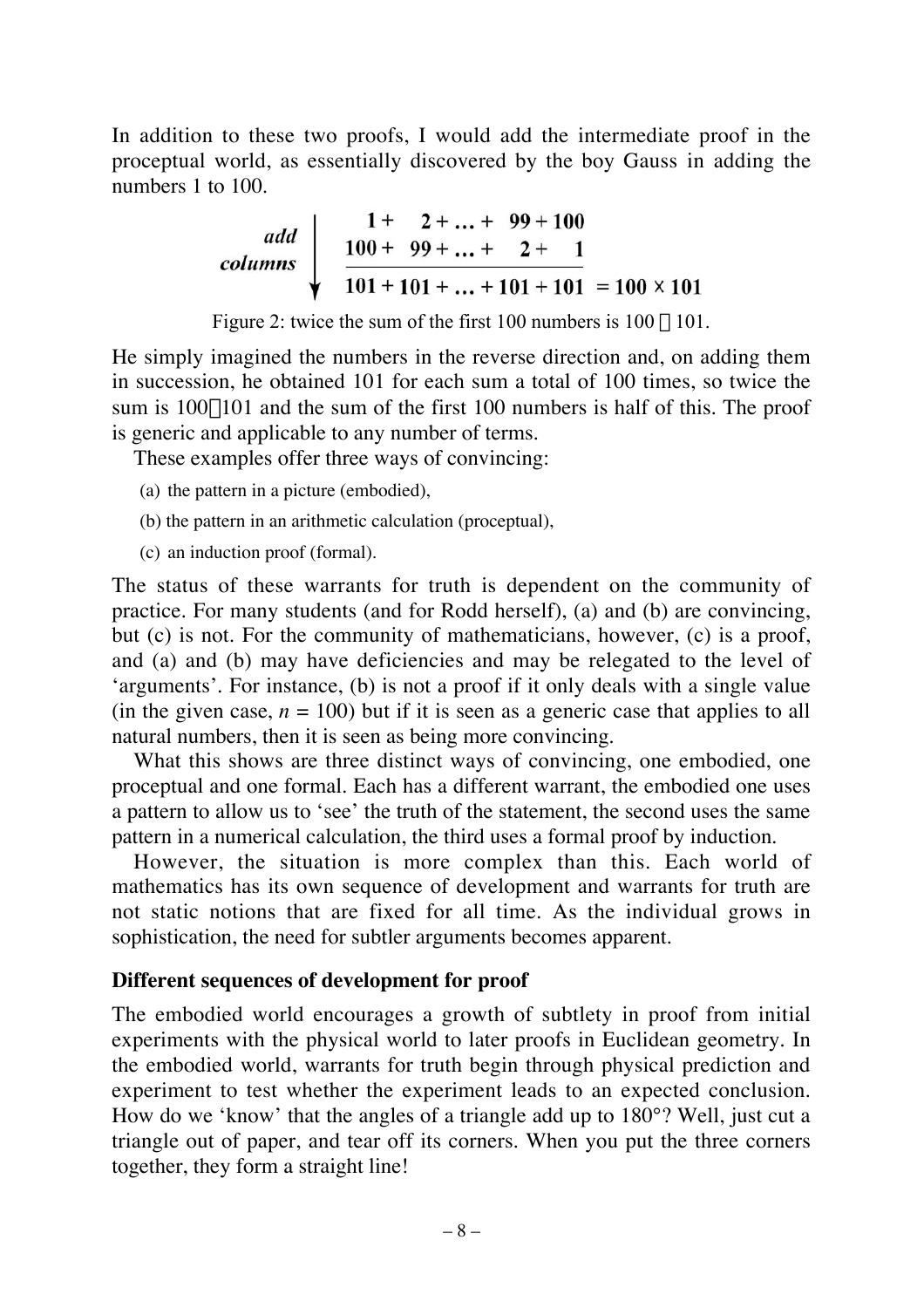In addition to these two proofs, I would add the intermediate proof in the proceptual world, as essentially discovered by the boy Gauss in adding the numbers 1 to 100.

$$\begin{array}{r|l} \textit{add} & \quad 1 + \ \ 2 + \ldots + \ 99 + 100 \\ \textit{columns} & 100 + \ 99 + \ldots + \ \ 2 + \ \ 1 \\ \downarrow & \overline{101 + 101 + \ldots + 101 + 101} = 100 \times 101 \end{array}$$

Figure 2: twice the sum of the first 100 numbers is $100 \times 101$.

He simply imagined the numbers in the reverse direction and, on adding them in succession, he obtained 101 for each sum a total of 100 times, so twice the sum is $100 \times 101$ and the sum of the first 100 numbers is half of this. The proof is generic and applicable to any number of terms.

These examples offer three ways of convincing:

(a) the pattern in a picture (embodied),

(b) the pattern in an arithmetic calculation (proceptual),

(c) an induction proof (formal).

The status of these warrants for truth is dependent on the community of practice. For many students (and for Rodd herself), (a) and (b) are convincing, but (c) is not. For the community of mathematicians, however, (c) is a proof, and (a) and (b) may have deficiencies and may be relegated to the level of 'arguments'. For instance, (b) is not a proof if it only deals with a single value (in the given case, $n = 100$) but if it is seen as a generic case that applies to all natural numbers, then it is seen as being more convincing.

What this shows are three distinct ways of convincing, one embodied, one proceptual and one formal. Each has a different warrant, the embodied one uses a pattern to allow us to 'see' the truth of the statement, the second uses the same pattern in a numerical calculation, the third uses a formal proof by induction.

However, the situation is more complex than this. Each world of mathematics has its own sequence of development and warrants for truth are not static notions that are fixed for all time. As the individual grows in sophistication, the need for subtler arguments becomes apparent.

**Different sequences of development for proof**

The embodied world encourages a growth of subtlety in proof from initial experiments with the physical world to later proofs in Euclidean geometry. In the embodied world, warrants for truth begin through physical prediction and experiment to test whether the experiment leads to an expected conclusion. How do we 'know' that the angles of a triangle add up to 180°? Well, just cut a triangle out of paper, and tear off its corners. When you put the three corners together, they form a straight line!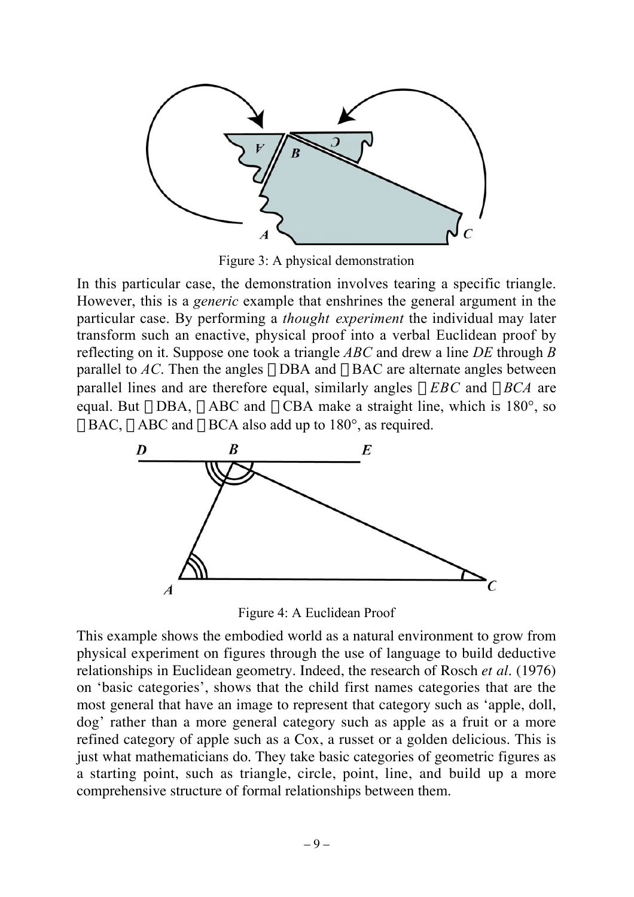Figure 3: A physical demonstration

In this particular case, the demonstration involves tearing a specific triangle. However, this is a *generic* example that enshrines the general argument in the particular case. By performing a *thought experiment* the individual may later transform such an enactive, physical proof into a verbal Euclidean proof by reflecting on it. Suppose one took a triangle *ABC* and drew a line *DE* through *B* parallel to *AC*. Then the angles ∠DBA and ∠BAC are alternate angles between parallel lines and are therefore equal, similarly angles ∠*EBC* and ∠*BCA* are equal. But ∠DBA, ∠ABC and ∠CBA make a straight line, which is 180°, so ∠BAC, ∠ABC and ∠BCA also add up to 180°, as required.

Figure 4: A Euclidean Proof

This example shows the embodied world as a natural environment to grow from physical experiment on figures through the use of language to build deductive relationships in Euclidean geometry. Indeed, the research of Rosch *et al*. (1976) on 'basic categories', shows that the child first names categories that are the most general that have an image to represent that category such as 'apple, doll, dog' rather than a more general category such as apple as a fruit or a more refined category of apple such as a Cox, a russet or a golden delicious. This is just what mathematicians do. They take basic categories of geometric figures as a starting point, such as triangle, circle, point, line, and build up a more comprehensive structure of formal relationships between them.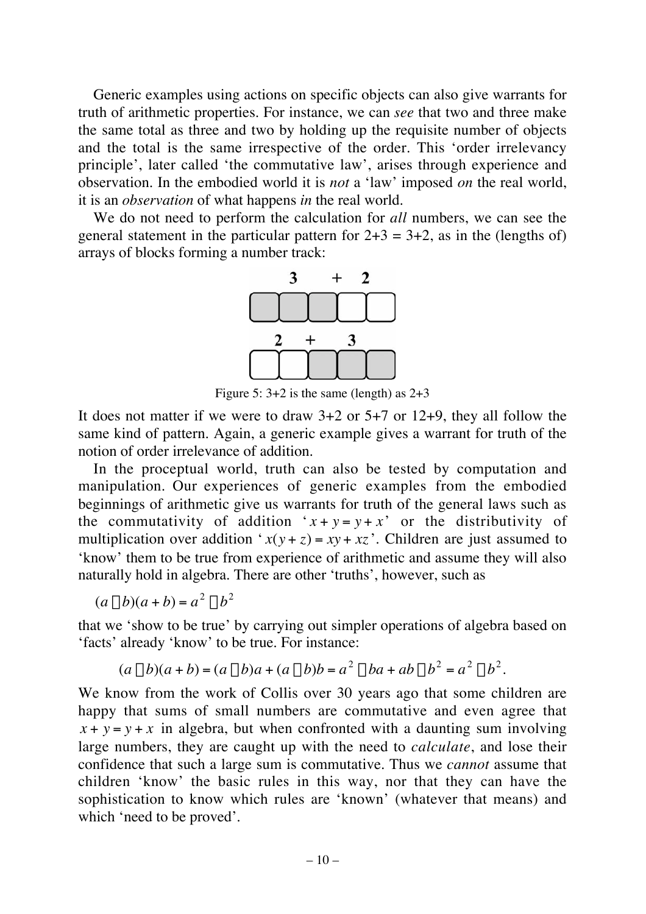Generic examples using actions on specific objects can also give warrants for truth of arithmetic properties. For instance, we can *see* that two and three make the same total as three and two by holding up the requisite number of objects and the total is the same irrespective of the order. This 'order irrelevancy principle', later called 'the commutative law', arises through experience and observation. In the embodied world it is *not* a 'law' imposed *on* the real world, it is an *observation* of what happens *in* the real world.

We do not need to perform the calculation for *all* numbers, we can see the general statement in the particular pattern for $2+3 = 3+2$, as in the (lengths of) arrays of blocks forming a number track:

Figure 5: 3+2 is the same (length) as 2+3

It does not matter if we were to draw 3+2 or 5+7 or 12+9, they all follow the same kind of pattern. Again, a generic example gives a warrant for truth of the notion of order irrelevance of addition.

In the proceptual world, truth can also be tested by computation and manipulation. Our experiences of generic examples from the embodied beginnings of arithmetic give us warrants for truth of the general laws such as the commutativity of addition '$x + y = y + x$' or the distributivity of multiplication over addition '$x(y + z) = xy + xz$'. Children are just assumed to 'know' them to be true from experience of arithmetic and assume they will also naturally hold in algebra. There are other 'truths', however, such as

$$(a - b)(a + b) = a^2 - b^2$$

that we 'show to be true' by carrying out simpler operations of algebra based on 'facts' already 'know' to be true. For instance:

$$(a - b)(a + b) = (a - b)a + (a - b)b = a^2 - ba + ab - b^2 = a^2 - b^2.$$

We know from the work of Collis over 30 years ago that some children are happy that sums of small numbers are commutative and even agree that $x + y = y + x$ in algebra, but when confronted with a daunting sum involving large numbers, they are caught up with the need to *calculate*, and lose their confidence that such a large sum is commutative. Thus we *cannot* assume that children 'know' the basic rules in this way, nor that they can have the sophistication to know which rules are 'known' (whatever that means) and which 'need to be proved'.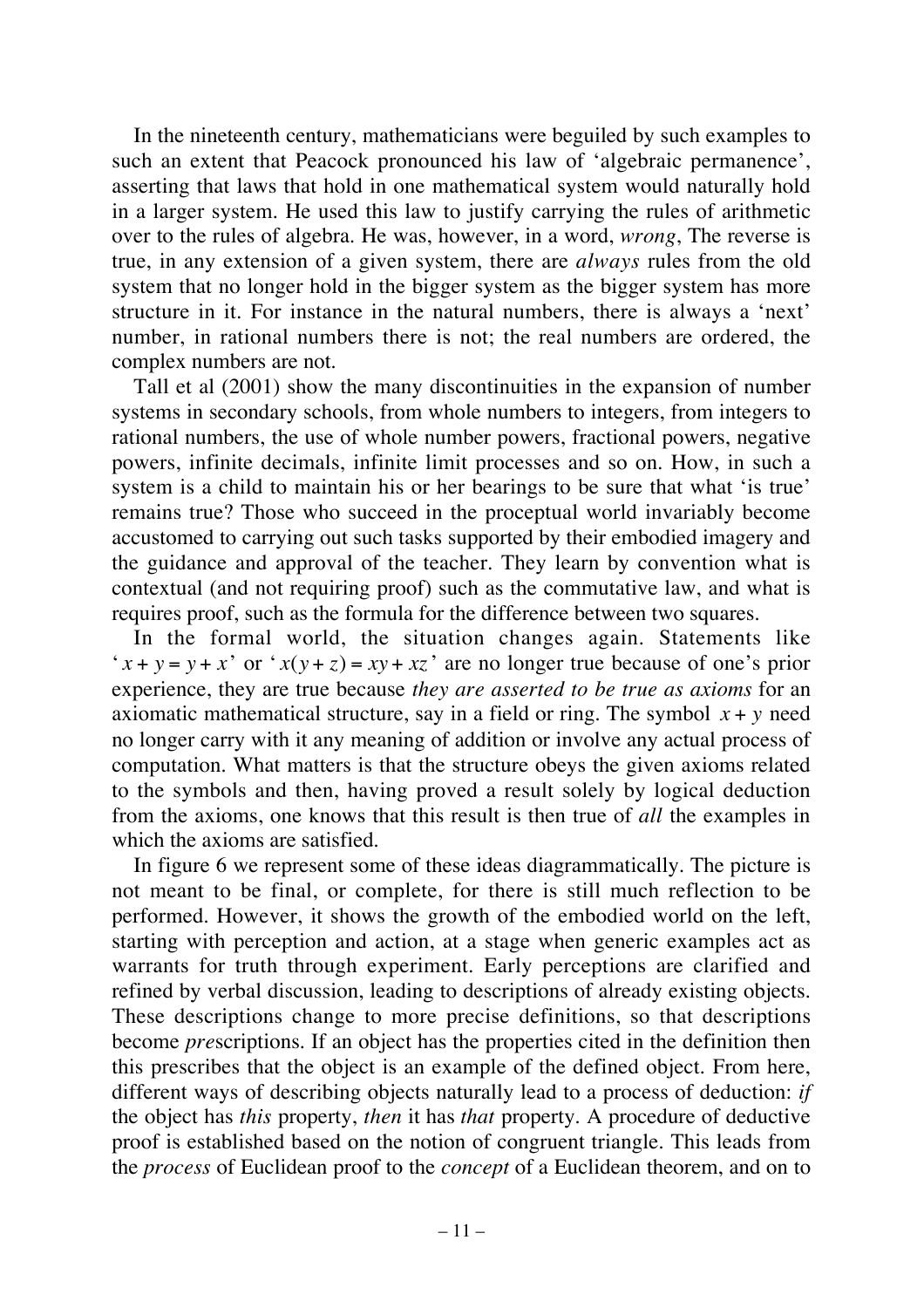In the nineteenth century, mathematicians were beguiled by such examples to such an extent that Peacock pronounced his law of 'algebraic permanence', asserting that laws that hold in one mathematical system would naturally hold in a larger system. He used this law to justify carrying the rules of arithmetic over to the rules of algebra. He was, however, in a word, *wrong*, The reverse is true, in any extension of a given system, there are *always* rules from the old system that no longer hold in the bigger system as the bigger system has more structure in it. For instance in the natural numbers, there is always a 'next' number, in rational numbers there is not; the real numbers are ordered, the complex numbers are not.

Tall et al (2001) show the many discontinuities in the expansion of number systems in secondary schools, from whole numbers to integers, from integers to rational numbers, the use of whole number powers, fractional powers, negative powers, infinite decimals, infinite limit processes and so on. How, in such a system is a child to maintain his or her bearings to be sure that what 'is true' remains true? Those who succeed in the proceptual world invariably become accustomed to carrying out such tasks supported by their embodied imagery and the guidance and approval of the teacher. They learn by convention what is contextual (and not requiring proof) such as the commutative law, and what is requires proof, such as the formula for the difference between two squares.

In the formal world, the situation changes again. Statements like '$x + y = y + x$' or '$x(y + z) = xy + xz$' are no longer true because of one's prior experience, they are true because *they are asserted to be true as axioms* for an axiomatic mathematical structure, say in a field or ring. The symbol $x + y$ need no longer carry with it any meaning of addition or involve any actual process of computation. What matters is that the structure obeys the given axioms related to the symbols and then, having proved a result solely by logical deduction from the axioms, one knows that this result is then true of *all* the examples in which the axioms are satisfied.

In figure 6 we represent some of these ideas diagrammatically. The picture is not meant to be final, or complete, for there is still much reflection to be performed. However, it shows the growth of the embodied world on the left, starting with perception and action, at a stage when generic examples act as warrants for truth through experiment. Early perceptions are clarified and refined by verbal discussion, leading to descriptions of already existing objects. These descriptions change to more precise definitions, so that descriptions become *pre*scriptions. If an object has the properties cited in the definition then this prescribes that the object is an example of the defined object. From here, different ways of describing objects naturally lead to a process of deduction: *if* the object has *this* property, *then* it has *that* property. A procedure of deductive proof is established based on the notion of congruent triangle. This leads from the *process* of Euclidean proof to the *concept* of a Euclidean theorem, and on to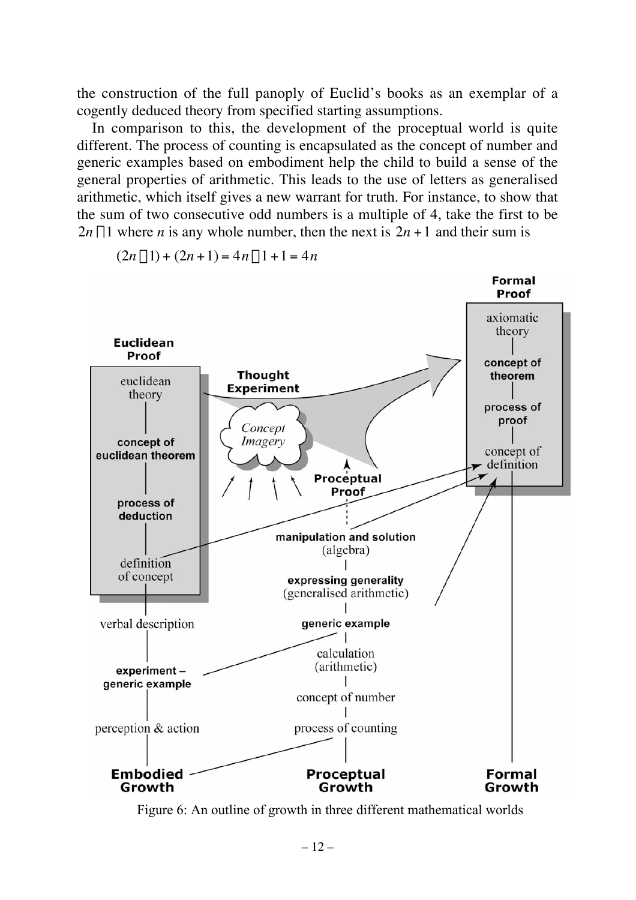the construction of the full panoply of Euclid's books as an exemplar of a cogently deduced theory from specified starting assumptions.

In comparison to this, the development of the proceptual world is quite different. The process of counting is encapsulated as the concept of number and generic examples based on embodiment help the child to build a sense of the general properties of arithmetic. This leads to the use of letters as generalised arithmetic, which itself gives a new warrant for truth. For instance, to show that the sum of two consecutive odd numbers is a multiple of 4, take the first to be $2n-1$ where $n$ is any whole number, then the next is $2n+1$ and their sum is

$$(2n-1)+(2n+1)=4n-1+1=4n$$

Figure 6: An outline of growth in three different mathematical worlds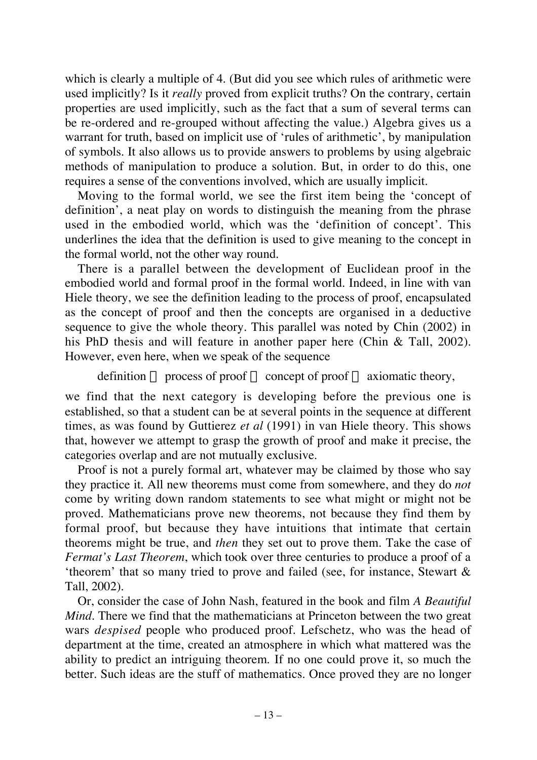which is clearly a multiple of 4. (But did you see which rules of arithmetic were used implicitly? Is it *really* proved from explicit truths? On the contrary, certain properties are used implicitly, such as the fact that a sum of several terms can be re-ordered and re-grouped without affecting the value.) Algebra gives us a warrant for truth, based on implicit use of 'rules of arithmetic', by manipulation of symbols. It also allows us to provide answers to problems by using algebraic methods of manipulation to produce a solution. But, in order to do this, one requires a sense of the conventions involved, which are usually implicit.

Moving to the formal world, we see the first item being the 'concept of definition', a neat play on words to distinguish the meaning from the phrase used in the embodied world, which was the 'definition of concept'. This underlines the idea that the definition is used to give meaning to the concept in the formal world, not the other way round.

There is a parallel between the development of Euclidean proof in the embodied world and formal proof in the formal world. Indeed, in line with van Hiele theory, we see the definition leading to the process of proof, encapsulated as the concept of proof and then the concepts are organised in a deductive sequence to give the whole theory. This parallel was noted by Chin (2002) in his PhD thesis and will feature in another paper here (Chin & Tall, 2002). However, even here, when we speak of the sequence

definition → process of proof → concept of proof → axiomatic theory,

we find that the next category is developing before the previous one is established, so that a student can be at several points in the sequence at different times, as was found by Guttierez *et al* (1991) in van Hiele theory. This shows that, however we attempt to grasp the growth of proof and make it precise, the categories overlap and are not mutually exclusive.

Proof is not a purely formal art, whatever may be claimed by those who say they practice it. All new theorems must come from somewhere, and they do *not* come by writing down random statements to see what might or might not be proved. Mathematicians prove new theorems, not because they find them by formal proof, but because they have intuitions that intimate that certain theorems might be true, and *then* they set out to prove them. Take the case of *Fermat's Last Theorem*, which took over three centuries to produce a proof of a 'theorem' that so many tried to prove and failed (see, for instance, Stewart & Tall, 2002).

Or, consider the case of John Nash, featured in the book and film *A Beautiful Mind*. There we find that the mathematicians at Princeton between the two great wars *despised* people who produced proof. Lefschetz, who was the head of department at the time, created an atmosphere in which what mattered was the ability to predict an intriguing theorem. If no one could prove it, so much the better. Such ideas are the stuff of mathematics. Once proved they are no longer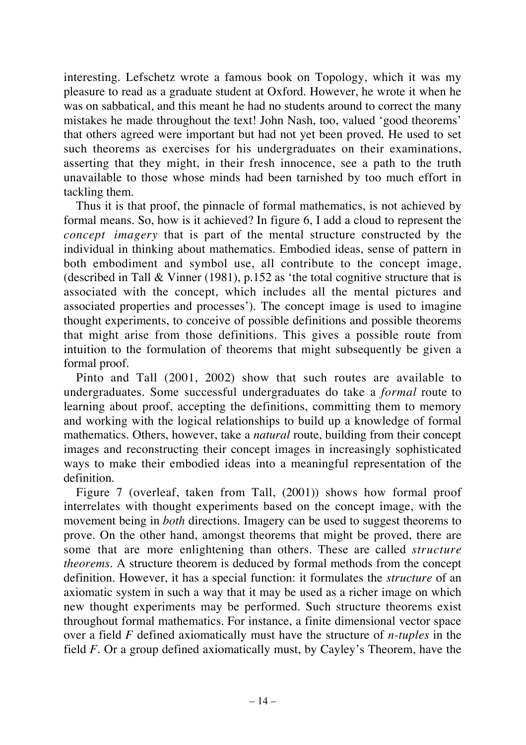interesting. Lefschetz wrote a famous book on Topology, which it was my pleasure to read as a graduate student at Oxford. However, he wrote it when he was on sabbatical, and this meant he had no students around to correct the many mistakes he made throughout the text! John Nash, too, valued 'good theorems' that others agreed were important but had not yet been proved. He used to set such theorems as exercises for his undergraduates on their examinations, asserting that they might, in their fresh innocence, see a path to the truth unavailable to those whose minds had been tarnished by too much effort in tackling them.

Thus it is that proof, the pinnacle of formal mathematics, is not achieved by formal means. So, how is it achieved? In figure 6, I add a cloud to represent the *concept imagery* that is part of the mental structure constructed by the individual in thinking about mathematics. Embodied ideas, sense of pattern in both embodiment and symbol use, all contribute to the concept image, (described in Tall & Vinner (1981), p.152 as 'the total cognitive structure that is associated with the concept, which includes all the mental pictures and associated properties and processes'). The concept image is used to imagine thought experiments, to conceive of possible definitions and possible theorems that might arise from those definitions. This gives a possible route from intuition to the formulation of theorems that might subsequently be given a formal proof.

Pinto and Tall (2001, 2002) show that such routes are available to undergraduates. Some successful undergraduates do take a *formal* route to learning about proof, accepting the definitions, committing them to memory and working with the logical relationships to build up a knowledge of formal mathematics. Others, however, take a *natural* route, building from their concept images and reconstructing their concept images in increasingly sophisticated ways to make their embodied ideas into a meaningful representation of the definition.

Figure 7 (overleaf, taken from Tall, (2001)) shows how formal proof interrelates with thought experiments based on the concept image, with the movement being in *both* directions. Imagery can be used to suggest theorems to prove. On the other hand, amongst theorems that might be proved, there are some that are more enlightening than others. These are called *structure theorems*. A structure theorem is deduced by formal methods from the concept definition. However, it has a special function: it formulates the *structure* of an axiomatic system in such a way that it may be used as a richer image on which new thought experiments may be performed. Such structure theorems exist throughout formal mathematics. For instance, a finite dimensional vector space over a field $F$ defined axiomatically must have the structure of *n-tuples* in the field $F$. Or a group defined axiomatically must, by Cayley's Theorem, have the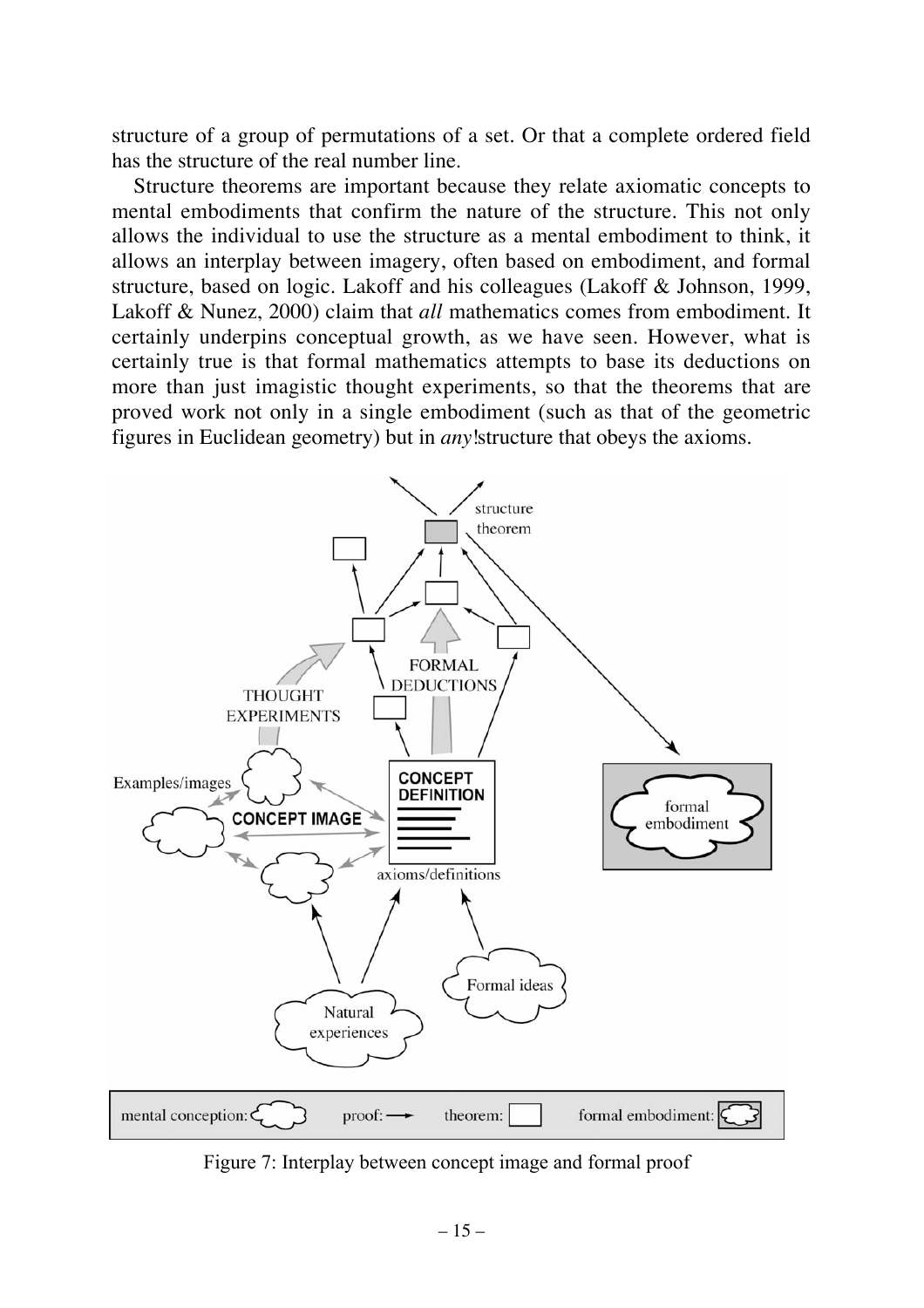structure of a group of permutations of a set. Or that a complete ordered field has the structure of the real number line.

Structure theorems are important because they relate axiomatic concepts to mental embodiments that confirm the nature of the structure. This not only allows the individual to use the structure as a mental embodiment to think, it allows an interplay between imagery, often based on embodiment, and formal structure, based on logic. Lakoff and his colleagues (Lakoff & Johnson, 1999, Lakoff & Nunez, 2000) claim that *all* mathematics comes from embodiment. It certainly underpins conceptual growth, as we have seen. However, what is certainly true is that formal mathematics attempts to base its deductions on more than just imagistic thought experiments, so that the theorems that are proved work not only in a single embodiment (such as that of the geometric figures in Euclidean geometry) but in *any* structure that obeys the axioms.

Figure 7: Interplay between concept image and formal proof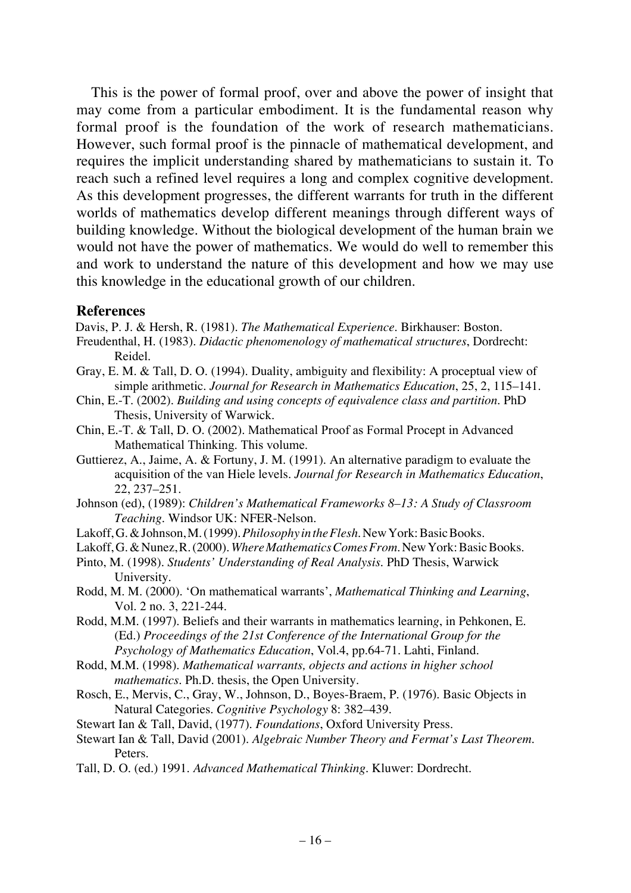This is the power of formal proof, over and above the power of insight that may come from a particular embodiment. It is the fundamental reason why formal proof is the foundation of the work of research mathematicians. However, such formal proof is the pinnacle of mathematical development, and requires the implicit understanding shared by mathematicians to sustain it. To reach such a refined level requires a long and complex cognitive development. As this development progresses, the different warrants for truth in the different worlds of mathematics develop different meanings through different ways of building knowledge. Without the biological development of the human brain we would not have the power of mathematics. We would do well to remember this and work to understand the nature of this development and how we may use this knowledge in the educational growth of our children.

## References

Davis, P. J. & Hersh, R. (1981). *The Mathematical Experience*. Birkhauser: Boston.

Freudenthal, H. (1983). *Didactic phenomenology of mathematical structures*, Dordrecht: Reidel.

Gray, E. M. & Tall, D. O. (1994). Duality, ambiguity and flexibility: A proceptual view of simple arithmetic. *Journal for Research in Mathematics Education*, 25, 2, 115–141.

Chin, E.-T. (2002). *Building and using concepts of equivalence class and partition*. PhD Thesis, University of Warwick.

Chin, E.-T. & Tall, D. O. (2002). Mathematical Proof as Formal Procept in Advanced Mathematical Thinking. This volume.

Guttierez, A., Jaime, A. & Fortuny, J. M. (1991). An alternative paradigm to evaluate the acquisition of the van Hiele levels. *Journal for Research in Mathematics Education*, 22, 237–251.

Johnson (ed), (1989): *Children's Mathematical Frameworks 8–13: A Study of Classroom Teaching*. Windsor UK: NFER-Nelson.

Lakoff, G. & Johnson, M. (1999). *Philosophy in the Flesh*. New York: Basic Books.

Lakoff, G. & Nunez, R. (2000). *Where Mathematics Comes From*. New York: Basic Books.

Pinto, M. (1998). *Students' Understanding of Real Analysis*. PhD Thesis, Warwick University.

Rodd, M. M. (2000). 'On mathematical warrants', *Mathematical Thinking and Learning*, Vol. 2 no. 3, 221-244.

Rodd, M.M. (1997). Beliefs and their warrants in mathematics learning, in Pehkonen, E. (Ed.) *Proceedings of the 21st Conference of the International Group for the Psychology of Mathematics Education*, Vol.4, pp.64-71. Lahti, Finland.

Rodd, M.M. (1998). *Mathematical warrants, objects and actions in higher school mathematics*. Ph.D. thesis, the Open University.

Rosch, E., Mervis, C., Gray, W., Johnson, D., Boyes-Braem, P. (1976). Basic Objects in Natural Categories. *Cognitive Psychology* 8: 382–439.

Stewart Ian & Tall, David, (1977). *Foundations*, Oxford University Press.

Stewart Ian & Tall, David (2001). *Algebraic Number Theory and Fermat's Last Theorem*. Peters.

Tall, D. O. (ed.) 1991. *Advanced Mathematical Thinking*. Kluwer: Dordrecht.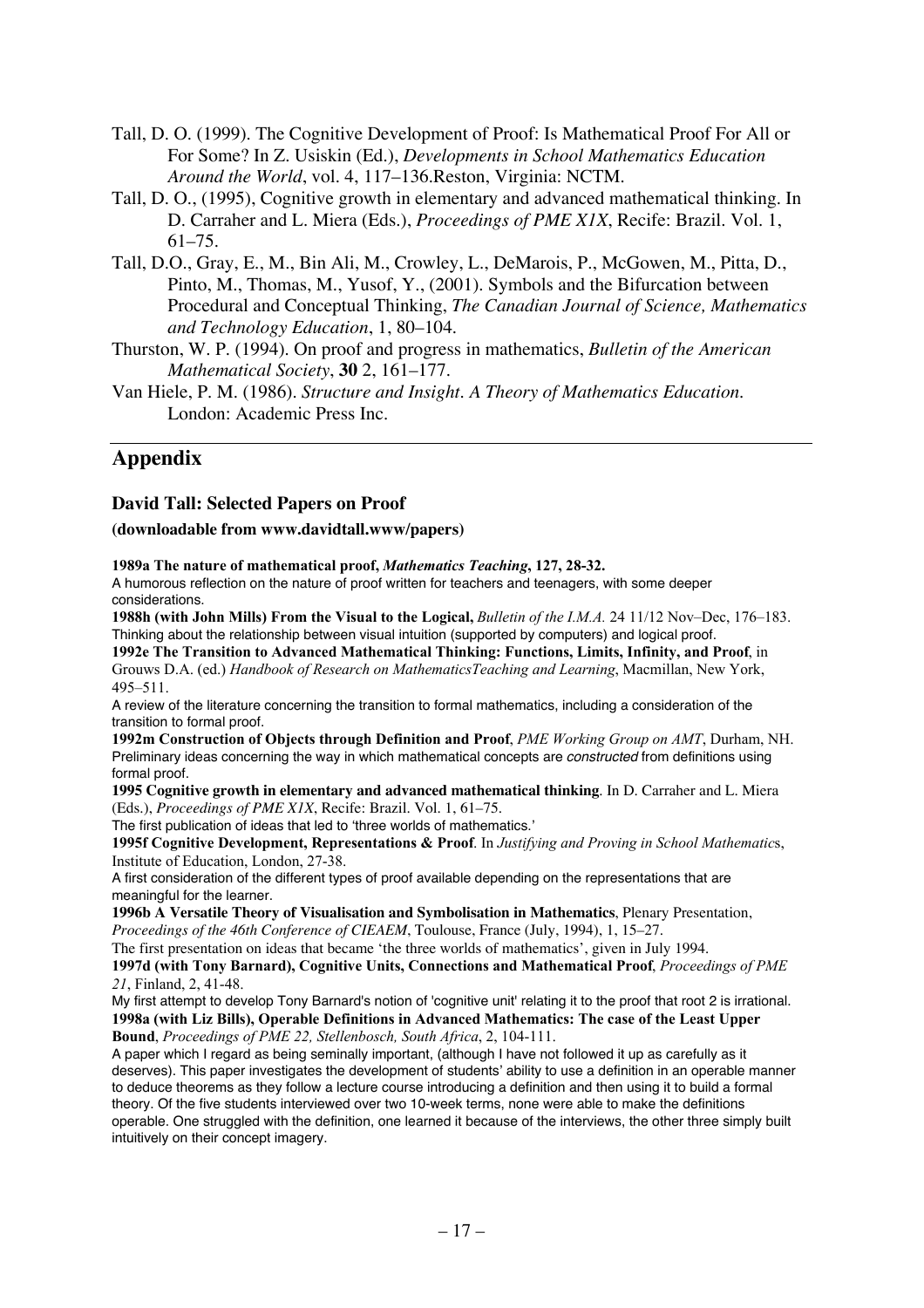Tall, D. O. (1999). The Cognitive Development of Proof: Is Mathematical Proof For All or For Some? In Z. Usiskin (Ed.), *Developments in School Mathematics Education Around the World*, vol. 4, 117–136.Reston, Virginia: NCTM.

Tall, D. O., (1995), Cognitive growth in elementary and advanced mathematical thinking. In D. Carraher and L. Miera (Eds.), *Proceedings of PME X1X*, Recife: Brazil. Vol. 1, 61–75.

Tall, D.O., Gray, E., M., Bin Ali, M., Crowley, L., DeMarois, P., McGowen, M., Pitta, D., Pinto, M., Thomas, M., Yusof, Y., (2001). Symbols and the Bifurcation between Procedural and Conceptual Thinking, *The Canadian Journal of Science, Mathematics and Technology Education*, 1, 80–104.

Thurston, W. P. (1994). On proof and progress in mathematics, *Bulletin of the American Mathematical Society*, **30** 2, 161–177.

Van Hiele, P. M. (1986). *Structure and Insight. A Theory of Mathematics Education*. London: Academic Press Inc.

---

## Appendix

### David Tall: Selected Papers on Proof

**(downloadable from www.davidtall.www/papers)**

**1989a The nature of mathematical proof,** ***Mathematics Teaching*****, 127, 28-32.**
A humorous reflection on the nature of proof written for teachers and teenagers, with some deeper considerations.

**1988h (with John Mills) From the Visual to the Logical,** *Bulletin of the I.M.A.* 24 11/12 Nov–Dec, 176–183.
Thinking about the relationship between visual intuition (supported by computers) and logical proof.

**1992e The Transition to Advanced Mathematical Thinking: Functions, Limits, Infinity, and Proof**, in Grouws D.A. (ed.) *Handbook of Research on MathematicsTeaching and Learning*, Macmillan, New York, 495–511.
A review of the literature concerning the transition to formal mathematics, including a consideration of the transition to formal proof.

**1992m Construction of Objects through Definition and Proof**, *PME Working Group on AMT*, Durham, NH.
Preliminary ideas concerning the way in which mathematical concepts are *constructed* from definitions using formal proof.

**1995 Cognitive growth in elementary and advanced mathematical thinking**. In D. Carraher and L. Miera (Eds.), *Proceedings of PME X1X*, Recife: Brazil. Vol. 1, 61–75.
The first publication of ideas that led to 'three worlds of mathematics.'

**1995f Cognitive Development, Representations & Proof**. In *Justifying and Proving in School Mathematics*, Institute of Education, London, 27-38.
A first consideration of the different types of proof available depending on the representations that are meaningful for the learner.

**1996b A Versatile Theory of Visualisation and Symbolisation in Mathematics**, Plenary Presentation, *Proceedings of the 46th Conference of CIEAEM*, Toulouse, France (July, 1994), 1, 15–27.
The first presentation on ideas that became 'the three worlds of mathematics', given in July 1994.

**1997d (with Tony Barnard), Cognitive Units, Connections and Mathematical Proof**, *Proceedings of PME 21*, Finland, 2, 41-48.
My first attempt to develop Tony Barnard's notion of 'cognitive unit' relating it to the proof that root 2 is irrational.

**1998a (with Liz Bills), Operable Definitions in Advanced Mathematics: The case of the Least Upper Bound**, *Proceedings of PME 22, Stellenbosch, South Africa*, 2, 104-111.
A paper which I regard as being seminally important, (although I have not followed it up as carefully as it deserves). This paper investigates the development of students' ability to use a definition in an operable manner to deduce theorems as they follow a lecture course introducing a definition and then using it to build a formal theory. Of the five students interviewed over two 10-week terms, none were able to make the definitions operable. One struggled with the definition, one learned it because of the interviews, the other three simply built intuitively on their concept imagery.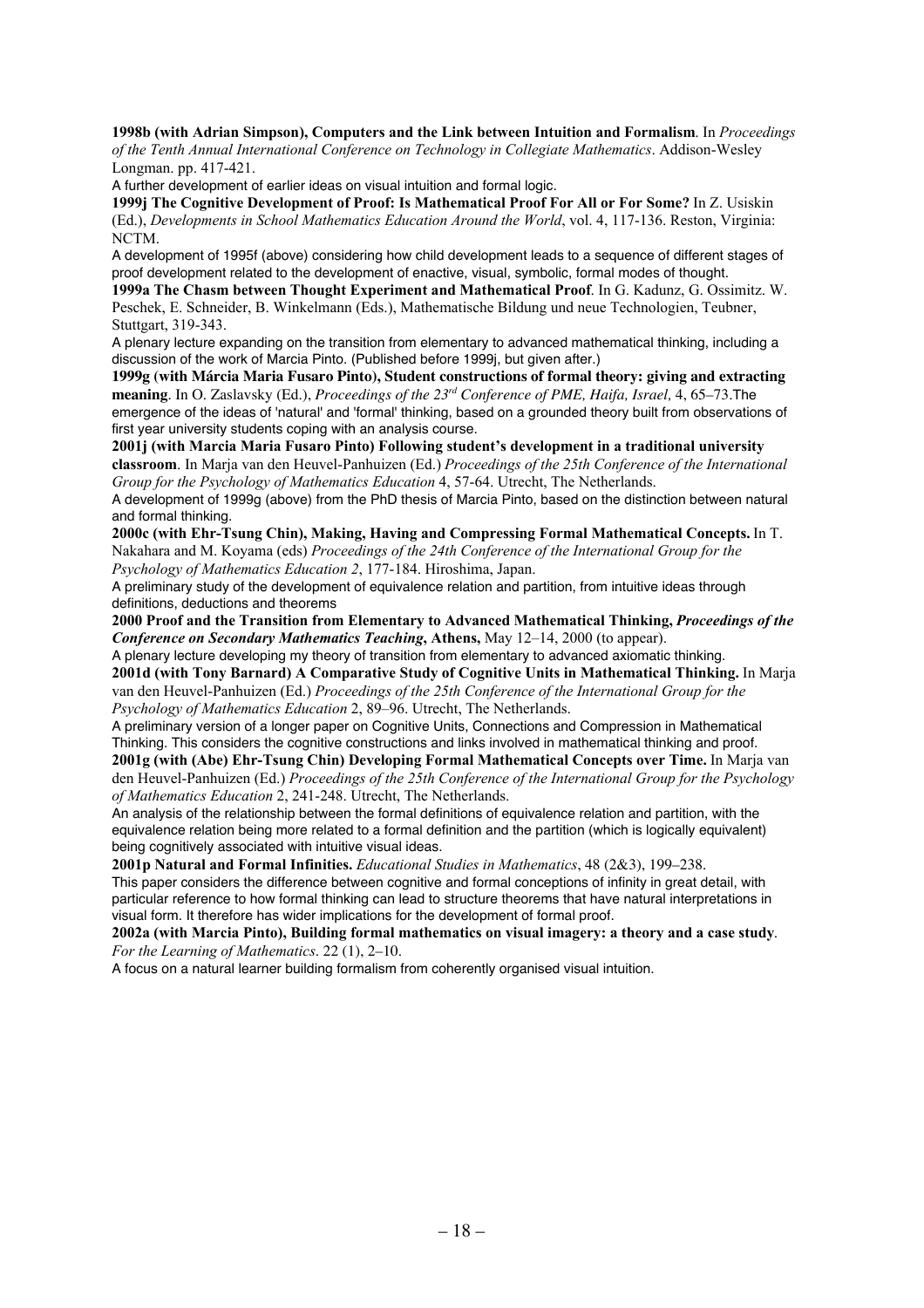**1998b (with Adrian Simpson), Computers and the Link between Intuition and Formalism**. In *Proceedings of the Tenth Annual International Conference on Technology in Collegiate Mathematics*. Addison-Wesley Longman. pp. 417-421.

A further development of earlier ideas on visual intuition and formal logic.

**1999j The Cognitive Development of Proof: Is Mathematical Proof For All or For Some?** In Z. Usiskin (Ed.), *Developments in School Mathematics Education Around the World*, vol. 4, 117-136. Reston, Virginia: NCTM.

A development of 1995f (above) considering how child development leads to a sequence of different stages of proof development related to the development of enactive, visual, symbolic, formal modes of thought.

**1999a The Chasm between Thought Experiment and Mathematical Proof**. In G. Kadunz, G. Ossimitz. W. Peschek, E. Schneider, B. Winkelmann (Eds.), Mathematische Bildung und neue Technologien, Teubner, Stuttgart, 319-343.

A plenary lecture expanding on the transition from elementary to advanced mathematical thinking, including a discussion of the work of Marcia Pinto. (Published before 1999j, but given after.)

**1999g (with Márcia Maria Fusaro Pinto), Student constructions of formal theory: giving and extracting meaning**. In O. Zaslavsky (Ed.), *Proceedings of the 23rd Conference of PME, Haifa, Israel,* 4, 65–73.The emergence of the ideas of 'natural' and 'formal' thinking, based on a grounded theory built from observations of first year university students coping with an analysis course.

**2001j (with Marcia Maria Fusaro Pinto) Following student's development in a traditional university classroom**. In Marja van den Heuvel-Panhuizen (Ed.) *Proceedings of the 25th Conference of the International Group for the Psychology of Mathematics Education* 4, 57-64. Utrecht, The Netherlands.

A development of 1999g (above) from the PhD thesis of Marcia Pinto, based on the distinction between natural and formal thinking.

**2000c (with Ehr-Tsung Chin), Making, Having and Compressing Formal Mathematical Concepts.** In T. Nakahara and M. Koyama (eds) *Proceedings of the 24th Conference of the International Group for the Psychology of Mathematics Education 2*, 177-184. Hiroshima, Japan.

A preliminary study of the development of equivalence relation and partition, from intuitive ideas through definitions, deductions and theorems

**2000 Proof and the Transition from Elementary to Advanced Mathematical Thinking,** ***Proceedings of the Conference on Secondary Mathematics Teaching*****, Athens,** May 12–14, 2000 (to appear).

A plenary lecture developing my theory of transition from elementary to advanced axiomatic thinking.

**2001d (with Tony Barnard) A Comparative Study of Cognitive Units in Mathematical Thinking.** In Marja van den Heuvel-Panhuizen (Ed.) *Proceedings of the 25th Conference of the International Group for the Psychology of Mathematics Education* 2, 89–96. Utrecht, The Netherlands.

A preliminary version of a longer paper on Cognitive Units, Connections and Compression in Mathematical Thinking. This considers the cognitive constructions and links involved in mathematical thinking and proof.

**2001g (with (Abe) Ehr-Tsung Chin) Developing Formal Mathematical Concepts over Time.** In Marja van den Heuvel-Panhuizen (Ed.) *Proceedings of the 25th Conference of the International Group for the Psychology of Mathematics Education* 2, 241-248. Utrecht, The Netherlands.

An analysis of the relationship between the formal definitions of equivalence relation and partition, with the equivalence relation being more related to a formal definition and the partition (which is logically equivalent) being cognitively associated with intuitive visual ideas.

**2001p Natural and Formal Infinities.** *Educational Studies in Mathematics*, 48 (2&3), 199–238.

This paper considers the difference between cognitive and formal conceptions of infinity in great detail, with particular reference to how formal thinking can lead to structure theorems that have natural interpretations in visual form. It therefore has wider implications for the development of formal proof.

**2002a (with Marcia Pinto), Building formal mathematics on visual imagery: a theory and a case study**. *For the Learning of Mathematics*. 22 (1), 2–10.

A focus on a natural learner building formalism from coherently organised visual intuition.